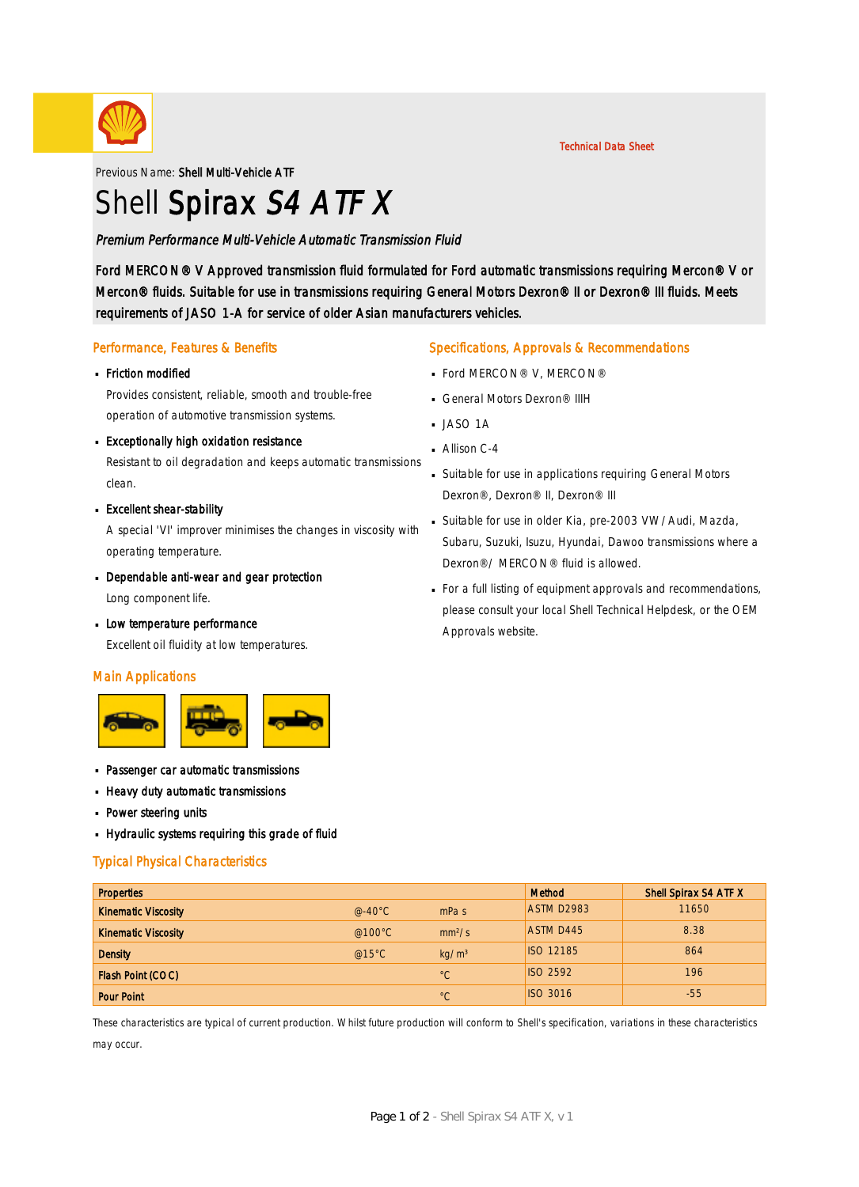Technical Data Sheet

Previous Name: **Shell Multi-Vehicle ATF**

# Shell **Spirax** *S4 ATF X*

*Premium Performance Multi-Vehicle Automatic Transmission Fluid*

Ford MERCON® V Approved transmission fluid formulated for Ford automatic transmissions requiring Mercon® V or Mercon® fluids. Suitable for use in transmissions requiring General Motors Dexron® II or Dexron® III fluids. Meets requirements of JASO 1-A for service of older Asian manufacturers vehicles.

## Performance, Features & Benefits

- **Friction modified**
  Provides consistent, reliable, smooth and trouble-free operation of automotive transmission systems.
- **Exceptionally high oxidation resistance**
  Resistant to oil degradation and keeps automatic transmissions clean.
- **Excellent shear-stability**
  A special 'VI' improver minimises the changes in viscosity with operating temperature.
- **Dependable anti-wear and gear protection**
  Long component life.
- **Low temperature performance**
  Excellent oil fluidity at low temperatures.

## Specifications, Approvals & Recommendations

- Ford MERCON® V, MERCON®
- General Motors Dexron® IIIH
- JASO 1A
- Allison C-4
- Suitable for use in applications requiring General Motors Dexron®, Dexron® II, Dexron® III
- Suitable for use in older Kia, pre-2003 VW/Audi, Mazda, Subaru, Suzuki, Isuzu, Hyundai, Dawoo transmissions where a Dexron®/ MERCON® fluid is allowed.
- For a full listing of equipment approvals and recommendations, please consult your local Shell Technical Helpdesk, or the OEM Approvals website.

## Main Applications

- **Passenger car automatic transmissions**
- **Heavy duty automatic transmissions**
- **Power steering units**
- **Hydraulic systems requiring this grade of fluid**

## Typical Physical Characteristics

| Properties | | | Method | Shell Spirax S4 ATF X |
|---|---|---|---|---|
| Kinematic Viscosity | @-40°C | mPa s | ASTM D2983 | 11650 |
| Kinematic Viscosity | @100°C | mm²/s | ASTM D445 | 8.38 |
| Density | @15°C | kg/m³ | ISO 12185 | 864 |
| Flash Point (COC) | | °C | ISO 2592 | 196 |
| Pour Point | | °C | ISO 3016 | -55 |

These characteristics are typical of current production. Whilst future production will conform to Shell's specification, variations in these characteristics may occur.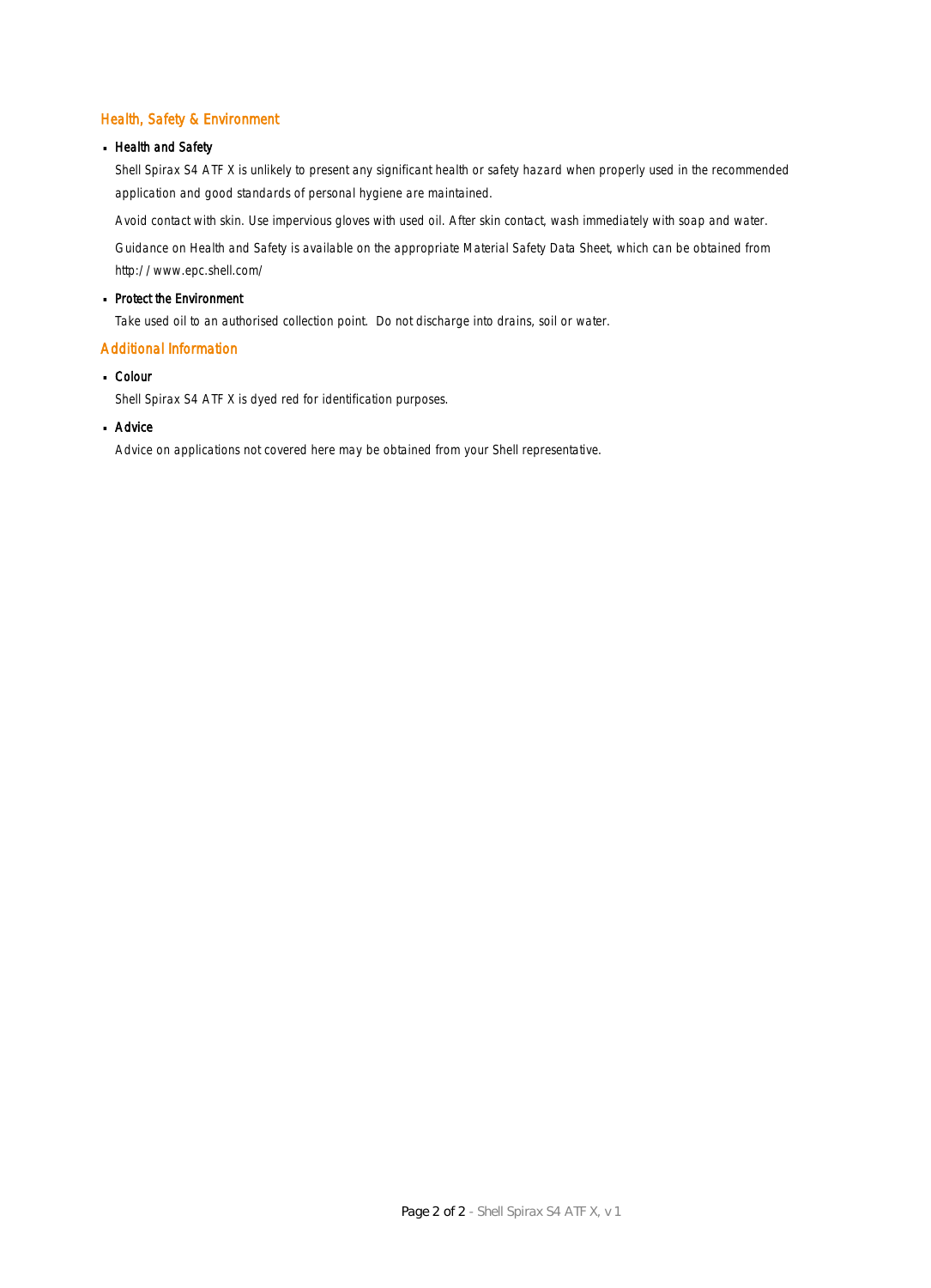## Health, Safety & Environment

- **Health and Safety**

  Shell Spirax S4 ATF X is unlikely to present any significant health or safety hazard when properly used in the recommended application and good standards of personal hygiene are maintained.

  Avoid contact with skin. Use impervious gloves with used oil. After skin contact, wash immediately with soap and water.

  Guidance on Health and Safety is available on the appropriate Material Safety Data Sheet, which can be obtained from http://www.epc.shell.com/

- **Protect the Environment**

  Take used oil to an authorised collection point. Do not discharge into drains, soil or water.

## Additional Information

- **Colour**

  Shell Spirax S4 ATF X is dyed red for identification purposes.

- **Advice**

  Advice on applications not covered here may be obtained from your Shell representative.